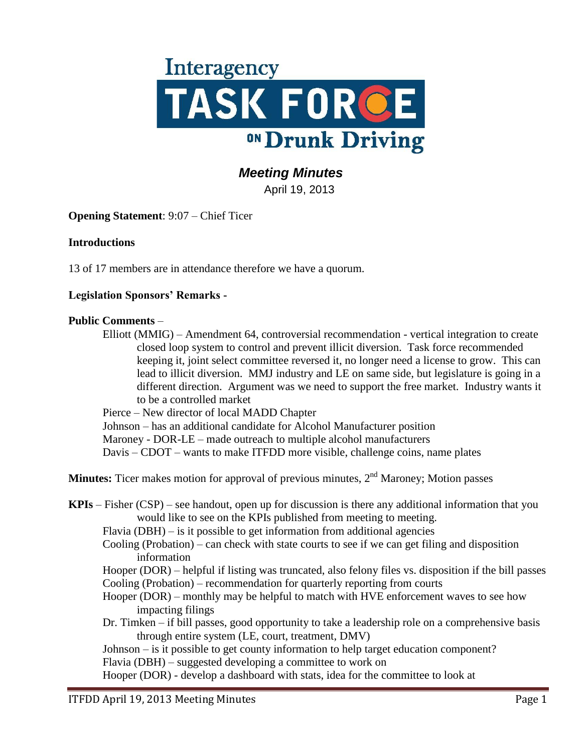# Interagency TASK FORCE ON Drunk Driving

## *Meeting Minutes*

April 19, 2013

**Opening Statement**: 9:07 – Chief Ticer

**Introductions**

13 of 17 members are in attendance therefore we have a quorum.

**Legislation Sponsors' Remarks -**

**Public Comments** –

- Elliott (MMIG) – Amendment 64, controversial recommendation - vertical integration to create closed loop system to control and prevent illicit diversion. Task force recommended keeping it, joint select committee reversed it, no longer need a license to grow. This can lead to illicit diversion. MMJ industry and LE on same side, but legislature is going in a different direction. Argument was we need to support the free market. Industry wants it to be a controlled market
- Pierce – New director of local MADD Chapter
- Johnson – has an additional candidate for Alcohol Manufacturer position
- Maroney - DOR-LE – made outreach to multiple alcohol manufacturers
- Davis – CDOT – wants to make ITFDD more visible, challenge coins, name plates

**Minutes:** Ticer makes motion for approval of previous minutes, 2nd Maroney; Motion passes

**KPIs** – Fisher (CSP) – see handout, open up for discussion is there any additional information that you would like to see on the KPIs published from meeting to meeting.

- Flavia (DBH) – is it possible to get information from additional agencies
- Cooling (Probation) – can check with state courts to see if we can get filing and disposition information
- Hooper (DOR) – helpful if listing was truncated, also felony files vs. disposition if the bill passes
- Cooling (Probation) – recommendation for quarterly reporting from courts
- Hooper (DOR) – monthly may be helpful to match with HVE enforcement waves to see how impacting filings
- Dr. Timken – if bill passes, good opportunity to take a leadership role on a comprehensive basis through entire system (LE, court, treatment, DMV)
- Johnson – is it possible to get county information to help target education component?
- Flavia (DBH) – suggested developing a committee to work on
- Hooper (DOR) - develop a dashboard with stats, idea for the committee to look at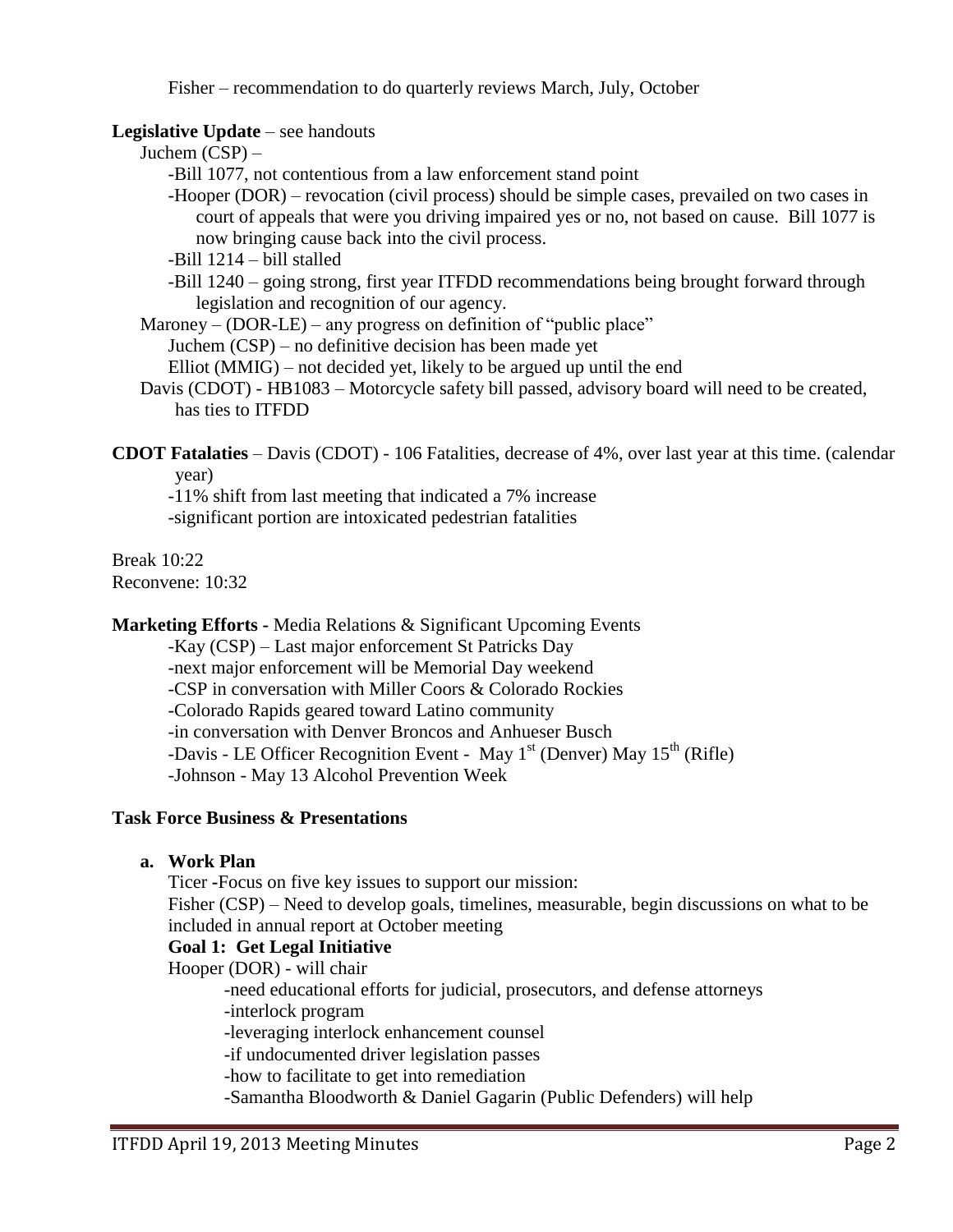Fisher – recommendation to do quarterly reviews March, July, October

**Legislative Update** – see handouts

Juchem (CSP) –

- Bill 1077, not contentious from a law enforcement stand point
- Hooper (DOR) – revocation (civil process) should be simple cases, prevailed on two cases in court of appeals that were you driving impaired yes or no, not based on cause. Bill 1077 is now bringing cause back into the civil process.
- Bill 1214 – bill stalled
- Bill 1240 – going strong, first year ITFDD recommendations being brought forward through legislation and recognition of our agency.

Maroney – (DOR-LE) – any progress on definition of "public place"

Juchem (CSP) – no definitive decision has been made yet

Elliot (MMIG) – not decided yet, likely to be argued up until the end

Davis (CDOT) - HB1083 – Motorcycle safety bill passed, advisory board will need to be created, has ties to ITFDD

**CDOT Fatalaties** – Davis (CDOT) - 106 Fatalities, decrease of 4%, over last year at this time. (calendar year)

- 11% shift from last meeting that indicated a 7% increase
- significant portion are intoxicated pedestrian fatalities

Break 10:22
Reconvene: 10:32

**Marketing Efforts -** Media Relations & Significant Upcoming Events

- Kay (CSP) – Last major enforcement St Patricks Day
- next major enforcement will be Memorial Day weekend
- CSP in conversation with Miller Coors & Colorado Rockies
- Colorado Rapids geared toward Latino community
- in conversation with Denver Broncos and Anhueser Busch
- Davis - LE Officer Recognition Event - May 1st (Denver) May 15th (Rifle)
- Johnson - May 13 Alcohol Prevention Week

**Task Force Business & Presentations**

**a. Work Plan**

Ticer -Focus on five key issues to support our mission:

Fisher (CSP) – Need to develop goals, timelines, measurable, begin discussions on what to be included in annual report at October meeting

**Goal 1: Get Legal Initiative**

Hooper (DOR) - will chair

- need educational efforts for judicial, prosecutors, and defense attorneys
- interlock program
- leveraging interlock enhancement counsel
- if undocumented driver legislation passes
- how to facilitate to get into remediation
- Samantha Bloodworth & Daniel Gagarin (Public Defenders) will help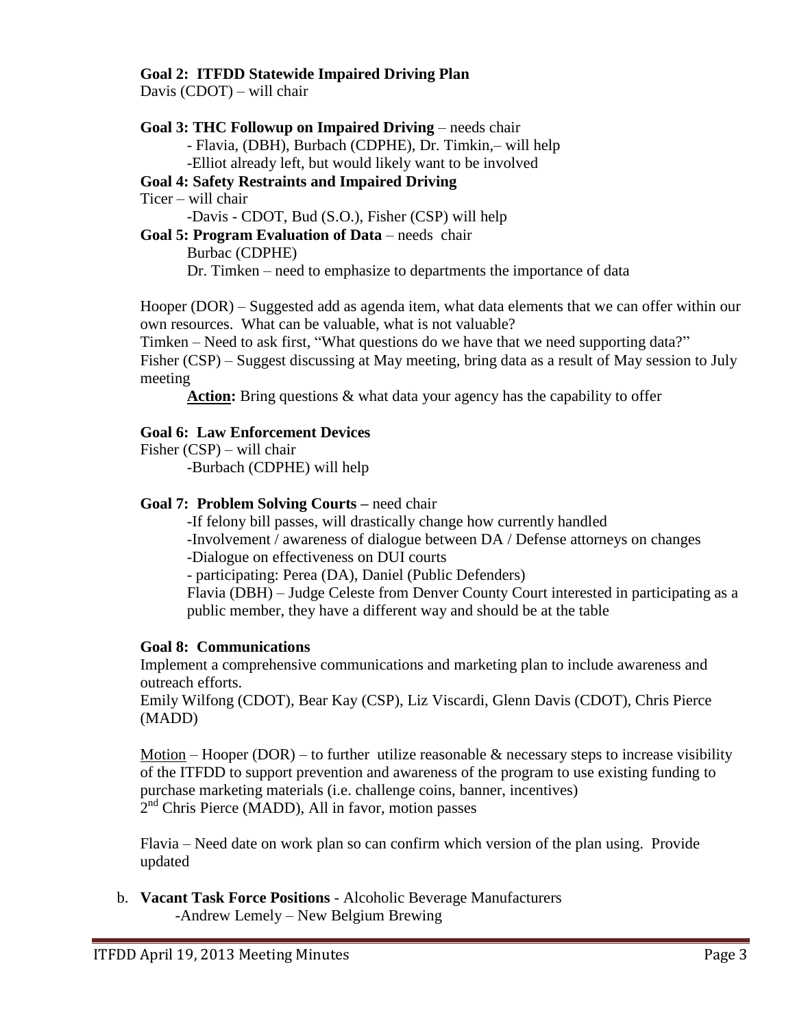**Goal 2: ITFDD Statewide Impaired Driving Plan**
Davis (CDOT) – will chair

**Goal 3: THC Followup on Impaired Driving** – needs chair
- Flavia, (DBH), Burbach (CDPHE), Dr. Timkin,– will help
- Elliot already left, but would likely want to be involved

**Goal 4: Safety Restraints and Impaired Driving**
Ticer – will chair
- Davis - CDOT, Bud (S.O.), Fisher (CSP) will help

**Goal 5: Program Evaluation of Data** – needs chair
Burbac (CDPHE)
Dr. Timken – need to emphasize to departments the importance of data

Hooper (DOR) – Suggested add as agenda item, what data elements that we can offer within our own resources. What can be valuable, what is not valuable?
Timken – Need to ask first, "What questions do we have that we need supporting data?"
Fisher (CSP) – Suggest discussing at May meeting, bring data as a result of May session to July meeting

**Action:** Bring questions & what data your agency has the capability to offer

**Goal 6: Law Enforcement Devices**
Fisher (CSP) – will chair
- Burbach (CDPHE) will help

**Goal 7: Problem Solving Courts –** need chair
- If felony bill passes, will drastically change how currently handled
- Involvement / awareness of dialogue between DA / Defense attorneys on changes
- Dialogue on effectiveness on DUI courts
- participating: Perea (DA), Daniel (Public Defenders)

Flavia (DBH) – Judge Celeste from Denver County Court interested in participating as a public member, they have a different way and should be at the table

**Goal 8: Communications**
Implement a comprehensive communications and marketing plan to include awareness and outreach efforts.
Emily Wilfong (CDOT), Bear Kay (CSP), Liz Viscardi, Glenn Davis (CDOT), Chris Pierce (MADD)

Motion – Hooper (DOR) – to further utilize reasonable & necessary steps to increase visibility of the ITFDD to support prevention and awareness of the program to use existing funding to purchase marketing materials (i.e. challenge coins, banner, incentives)
2nd Chris Pierce (MADD), All in favor, motion passes

Flavia – Need date on work plan so can confirm which version of the plan using. Provide updated

b. **Vacant Task Force Positions** - Alcoholic Beverage Manufacturers
   - Andrew Lemely – New Belgium Brewing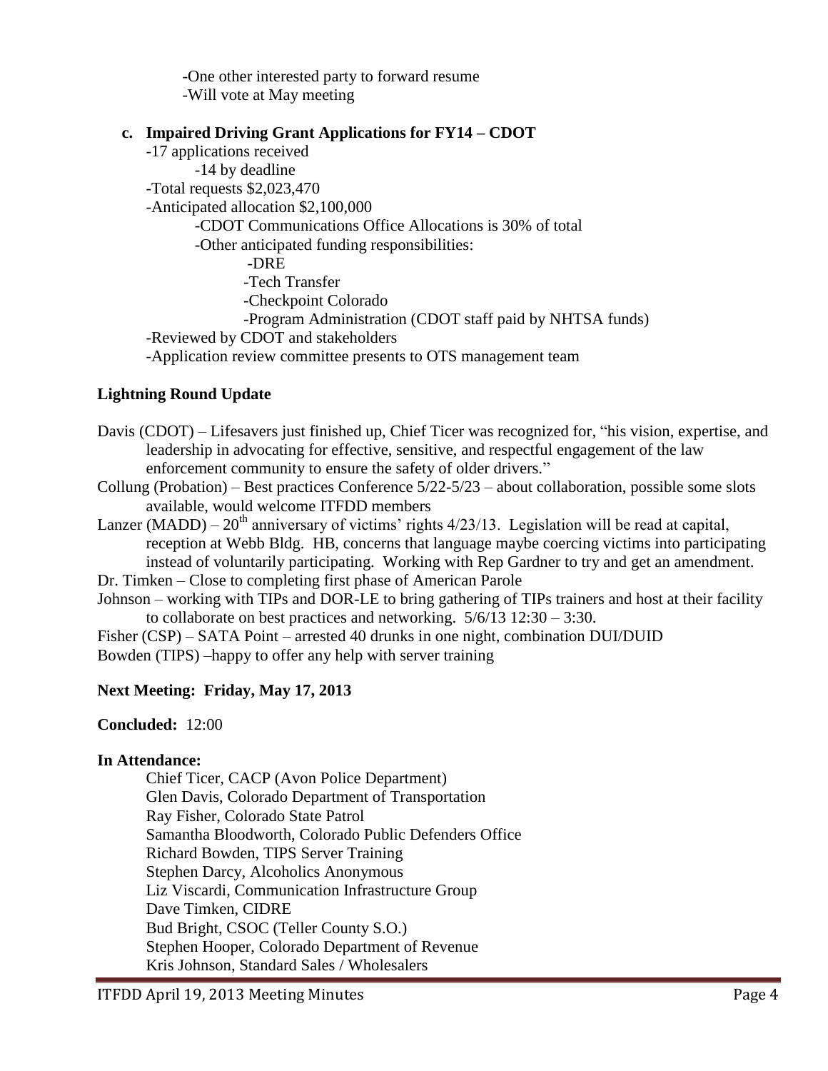-One other interested party to forward resume
-Will vote at May meeting

**c. Impaired Driving Grant Applications for FY14 – CDOT**

- -17 applications received
  - -14 by deadline
- -Total requests $2,023,470
- -Anticipated allocation $2,100,000
  - -CDOT Communications Office Allocations is 30% of total
  - -Other anticipated funding responsibilities:
    - -DRE
    - -Tech Transfer
    - -Checkpoint Colorado
    - -Program Administration (CDOT staff paid by NHTSA funds)
- -Reviewed by CDOT and stakeholders
- -Application review committee presents to OTS management team

**Lightning Round Update**

Davis (CDOT) – Lifesavers just finished up, Chief Ticer was recognized for, "his vision, expertise, and leadership in advocating for effective, sensitive, and respectful engagement of the law enforcement community to ensure the safety of older drivers."

Collung (Probation) – Best practices Conference 5/22-5/23 – about collaboration, possible some slots available, would welcome ITFDD members

Lanzer (MADD) – 20th anniversary of victims' rights 4/23/13. Legislation will be read at capital, reception at Webb Bldg. HB, concerns that language maybe coercing victims into participating instead of voluntarily participating. Working with Rep Gardner to try and get an amendment.

Dr. Timken – Close to completing first phase of American Parole

Johnson – working with TIPs and DOR-LE to bring gathering of TIPs trainers and host at their facility to collaborate on best practices and networking. 5/6/13 12:30 – 3:30.

Fisher (CSP) – SATA Point – arrested 40 drunks in one night, combination DUI/DUID

Bowden (TIPS) –happy to offer any help with server training

**Next Meeting: Friday, May 17, 2013**

**Concluded:** 12:00

**In Attendance:**

Chief Ticer, CACP (Avon Police Department)
Glen Davis, Colorado Department of Transportation
Ray Fisher, Colorado State Patrol
Samantha Bloodworth, Colorado Public Defenders Office
Richard Bowden, TIPS Server Training
Stephen Darcy, Alcoholics Anonymous
Liz Viscardi, Communication Infrastructure Group
Dave Timken, CIDRE
Bud Bright, CSOC (Teller County S.O.)
Stephen Hooper, Colorado Department of Revenue
Kris Johnson, Standard Sales / Wholesalers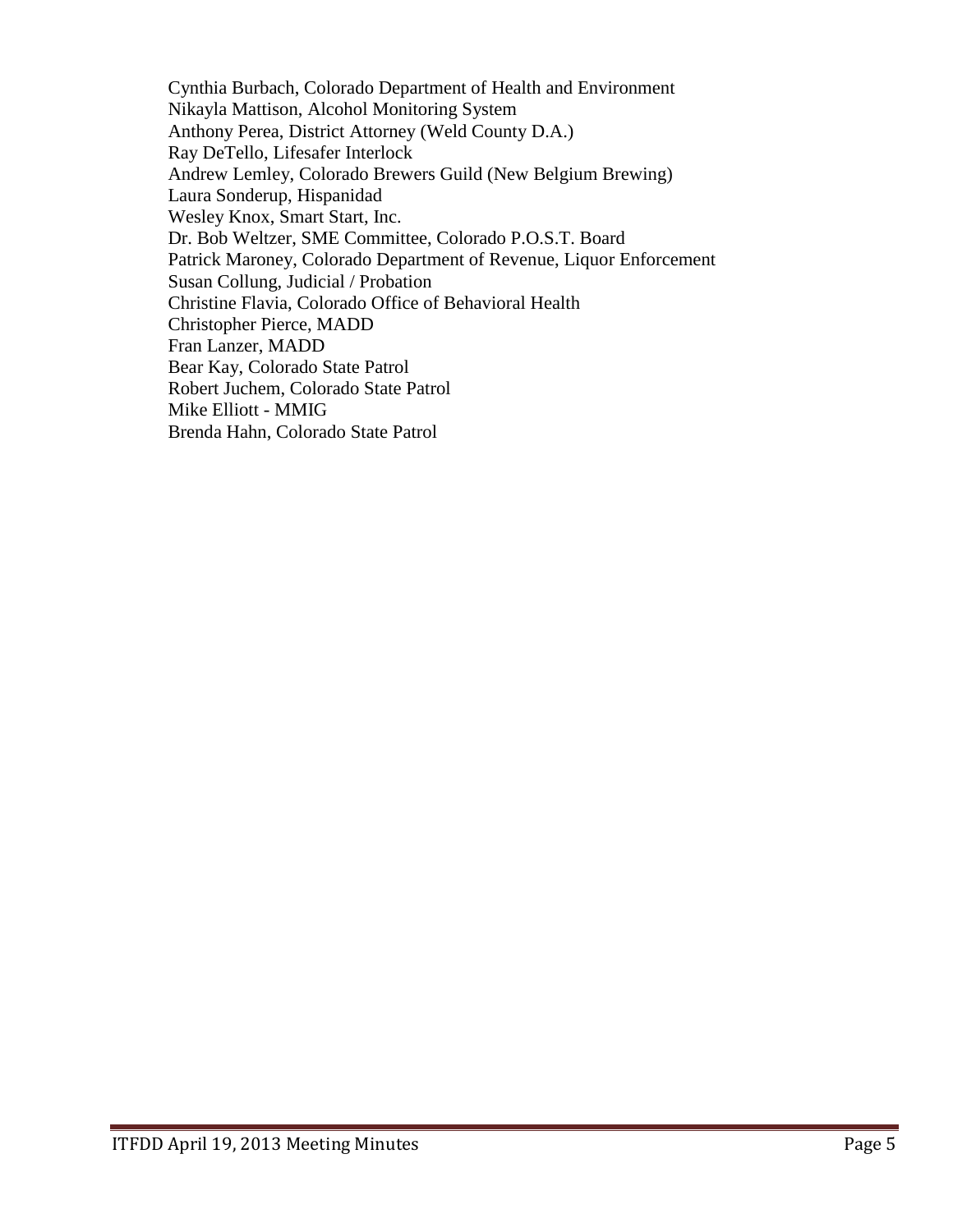Cynthia Burbach, Colorado Department of Health and Environment
Nikayla Mattison, Alcohol Monitoring System
Anthony Perea, District Attorney (Weld County D.A.)
Ray DeTello, Lifesafer Interlock
Andrew Lemley, Colorado Brewers Guild (New Belgium Brewing)
Laura Sonderup, Hispanidad
Wesley Knox, Smart Start, Inc.
Dr. Bob Weltzer, SME Committee, Colorado P.O.S.T. Board
Patrick Maroney, Colorado Department of Revenue, Liquor Enforcement
Susan Collung, Judicial / Probation
Christine Flavia, Colorado Office of Behavioral Health
Christopher Pierce, MADD
Fran Lanzer, MADD
Bear Kay, Colorado State Patrol
Robert Juchem, Colorado State Patrol
Mike Elliott - MMIG
Brenda Hahn, Colorado State Patrol